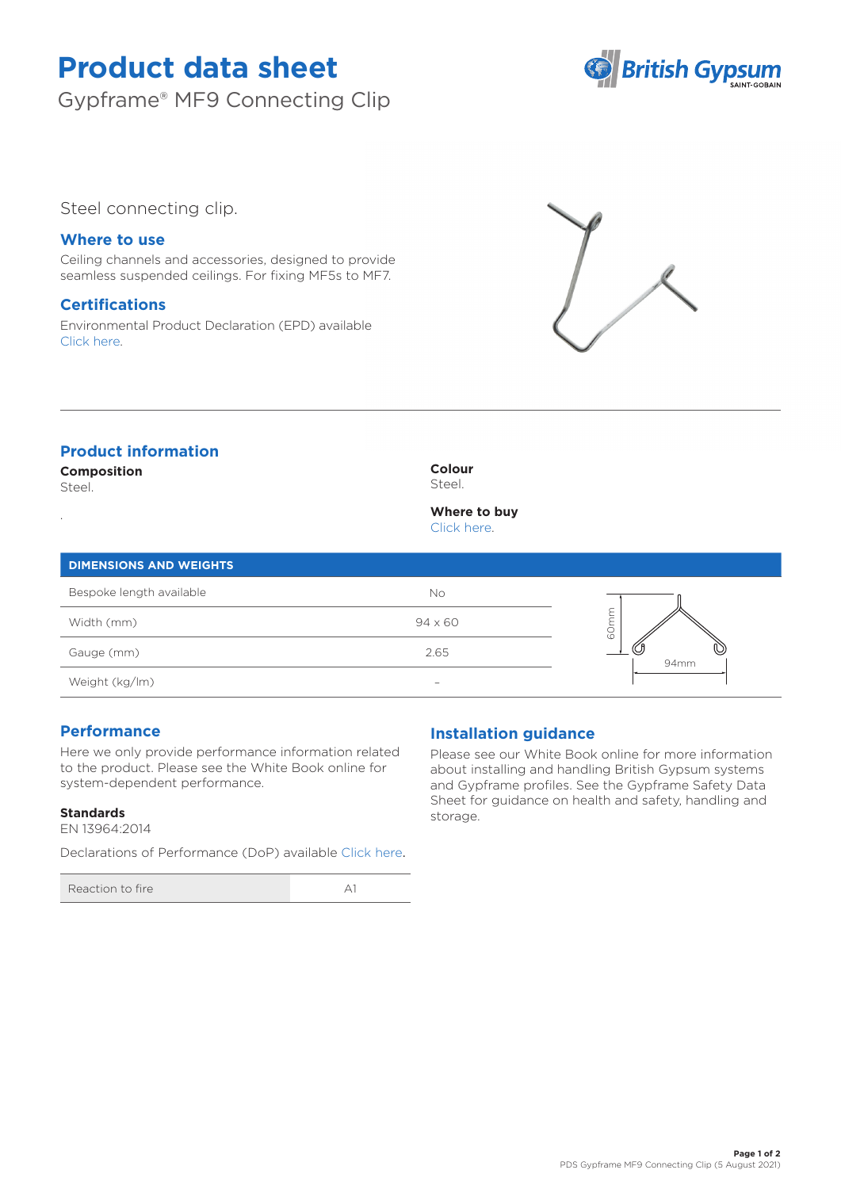# Product data sheet

Gypframe® MF9 Connecting Clip

Steel connecting clip.

## Where to use

Ceiling channels and accessories, designed to provide seamless suspended ceilings. For fixing MF5s to MF7.

## Certifications

Environmental Product Declaration (EPD) available Click here.

## Product information

**Composition**
Steel.

**Colour**
Steel.

**Where to buy**
Click here.

| DIMENSIONS AND WEIGHTS | |
|---|---|
| Bespoke length available | No |
| Width (mm) | 94 x 60 |
| Gauge (mm) | 2.65 |
| Weight (kg/lm) | – |

60mm
94mm

## Performance

Here we only provide performance information related to the product. Please see the White Book online for system-dependent performance.

**Standards**
EN 13964:2014

Declarations of Performance (DoP) available Click here.

| Reaction to fire | A1 |
|---|---|

## Installation guidance

Please see our White Book online for more information about installing and handling British Gypsum systems and Gypframe profiles. See the Gypframe Safety Data Sheet for guidance on health and safety, handling and storage.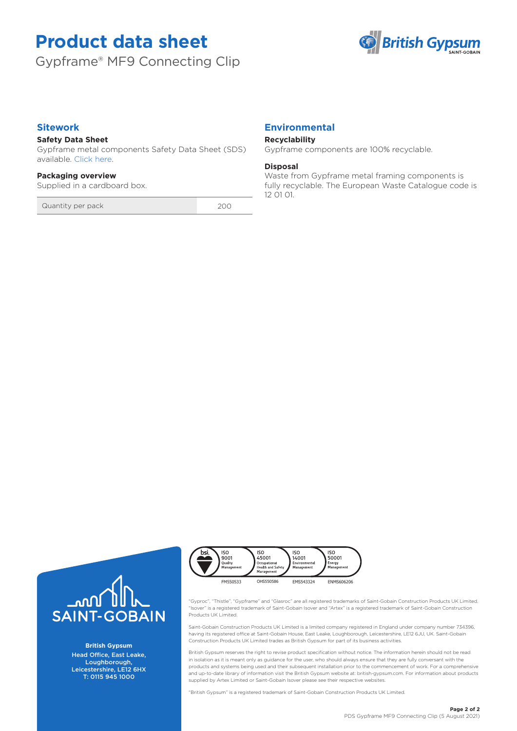# Product data sheet

Gypframe® MF9 Connecting Clip

## Sitework

**Safety Data Sheet**

Gypframe metal components Safety Data Sheet (SDS) available. Click here.

**Packaging overview**

Supplied in a cardboard box.

| | |
|---|---|
| Quantity per pack | 200 |

## Environmental

**Recyclability**

Gypframe components are 100% recyclable.

**Disposal**

Waste from Gypframe metal framing components is fully recyclable. The European Waste Catalogue code is 12 01 01.

ISO 9001 Quality Management FM550533
ISO 45001 Occupational Health and Safety Management OHS550586
ISO 14001 Environmental Management EMS543324
ISO 50001 Energy Management ENMS606206

**British Gypsum**
Head Office, East Leake,
Loughborough,
Leicestershire, LE12 6HX
T: 0115 945 1000

"Gyproc", "Thistle", "Gypframe" and "Glasroc" are all registered trademarks of Saint-Gobain Construction Products UK Limited. "Isover" is a registered trademark of Saint-Gobain Isover and "Artex" is a registered trademark of Saint-Gobain Construction Products UK Limited.

Saint-Gobain Construction Products UK Limited is a limited company registered in England under company number 734396, having its registered office at Saint-Gobain House, East Leake, Loughborough, Leicestershire, LE12 6JU, UK. Saint-Gobain Construction Products UK Limited trades as British Gypsum for part of its business activities.

British Gypsum reserves the right to revise product specification without notice. The information herein should not be read in isolation as it is meant only as guidance for the user, who should always ensure that they are fully conversant with the products and systems being used and their subsequent installation prior to the commencement of work. For a comprehensive and up-to-date library of information visit the British Gypsum website at: british-gypsum.com. For information about products supplied by Artex Limited or Saint-Gobain Isover please see their respective websites.

"British Gypsum" is a registered trademark of Saint-Gobain Construction Products UK Limited.

PDS Gypframe MF9 Connecting Clip (5 August 2021)